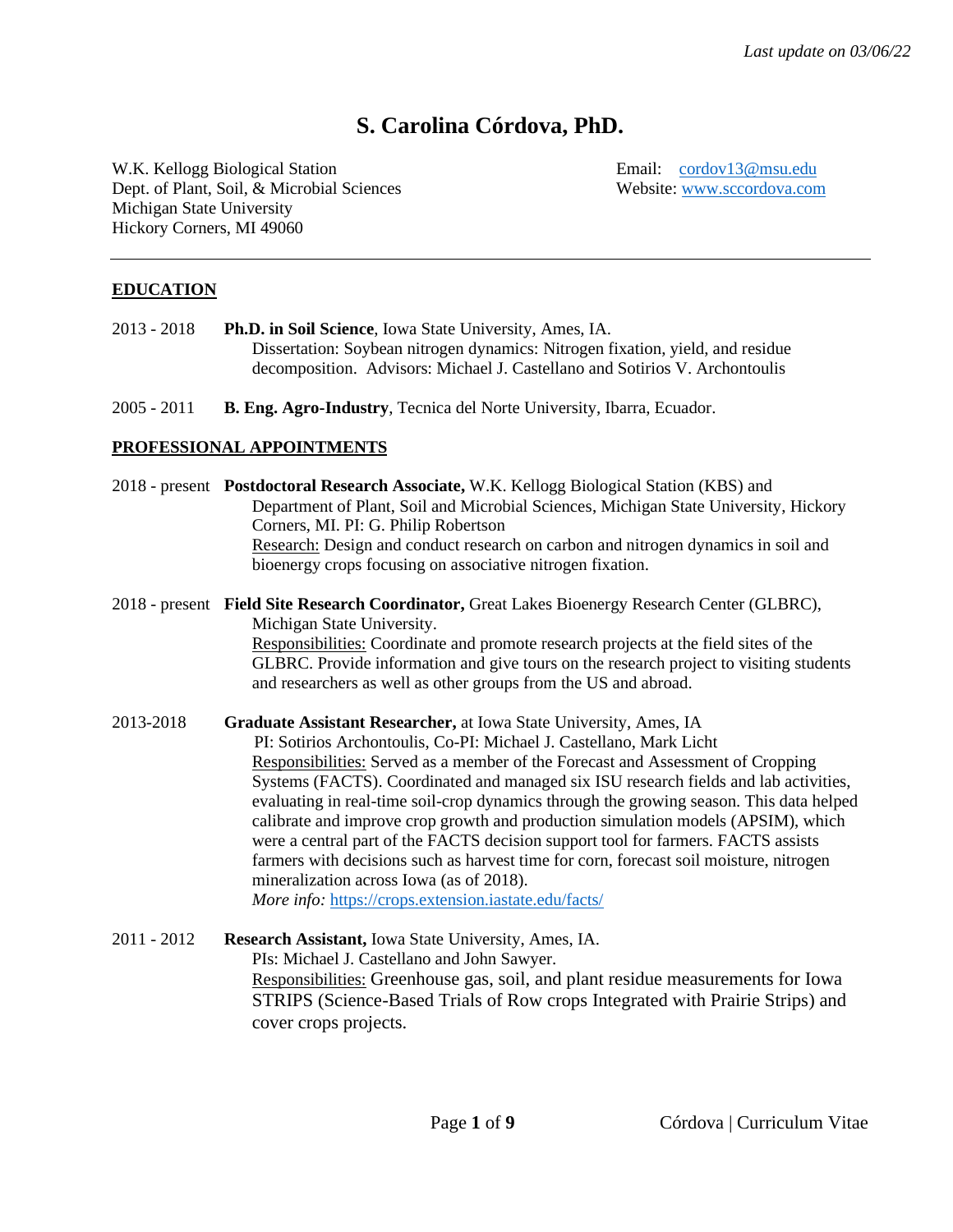*Last update on 03/06/22*

# S. Carolina Córdova, PhD.

W.K. Kellogg Biological Station
Dept. of Plant, Soil, & Microbial Sciences
Michigan State University
Hickory Corners, MI 49060

Email: cordov13@msu.edu
Website: www.sccordova.com

---

## EDUCATION

2013 - 2018 **Ph.D. in Soil Science**, Iowa State University, Ames, IA.
Dissertation: Soybean nitrogen dynamics: Nitrogen fixation, yield, and residue decomposition. Advisors: Michael J. Castellano and Sotirios V. Archontoulis

2005 - 2011 **B. Eng. Agro-Industry**, Tecnica del Norte University, Ibarra, Ecuador.

## PROFESSIONAL APPOINTMENTS

2018 - present **Postdoctoral Research Associate,** W.K. Kellogg Biological Station (KBS) and Department of Plant, Soil and Microbial Sciences, Michigan State University, Hickory Corners, MI. PI: G. Philip Robertson
Research: Design and conduct research on carbon and nitrogen dynamics in soil and bioenergy crops focusing on associative nitrogen fixation.

2018 - present **Field Site Research Coordinator,** Great Lakes Bioenergy Research Center (GLBRC), Michigan State University.
Responsibilities: Coordinate and promote research projects at the field sites of the GLBRC. Provide information and give tours on the research project to visiting students and researchers as well as other groups from the US and abroad.

2013-2018 **Graduate Assistant Researcher,** at Iowa State University, Ames, IA
PI: Sotirios Archontoulis, Co-PI: Michael J. Castellano, Mark Licht
Responsibilities: Served as a member of the Forecast and Assessment of Cropping Systems (FACTS). Coordinated and managed six ISU research fields and lab activities, evaluating in real-time soil-crop dynamics through the growing season. This data helped calibrate and improve crop growth and production simulation models (APSIM), which were a central part of the FACTS decision support tool for farmers. FACTS assists farmers with decisions such as harvest time for corn, forecast soil moisture, nitrogen mineralization across Iowa (as of 2018).
*More info:* https://crops.extension.iastate.edu/facts/

2011 - 2012 **Research Assistant,** Iowa State University, Ames, IA.
PIs: Michael J. Castellano and John Sawyer.
Responsibilities: Greenhouse gas, soil, and plant residue measurements for Iowa STRIPS (Science-Based Trials of Row crops Integrated with Prairie Strips) and cover crops projects.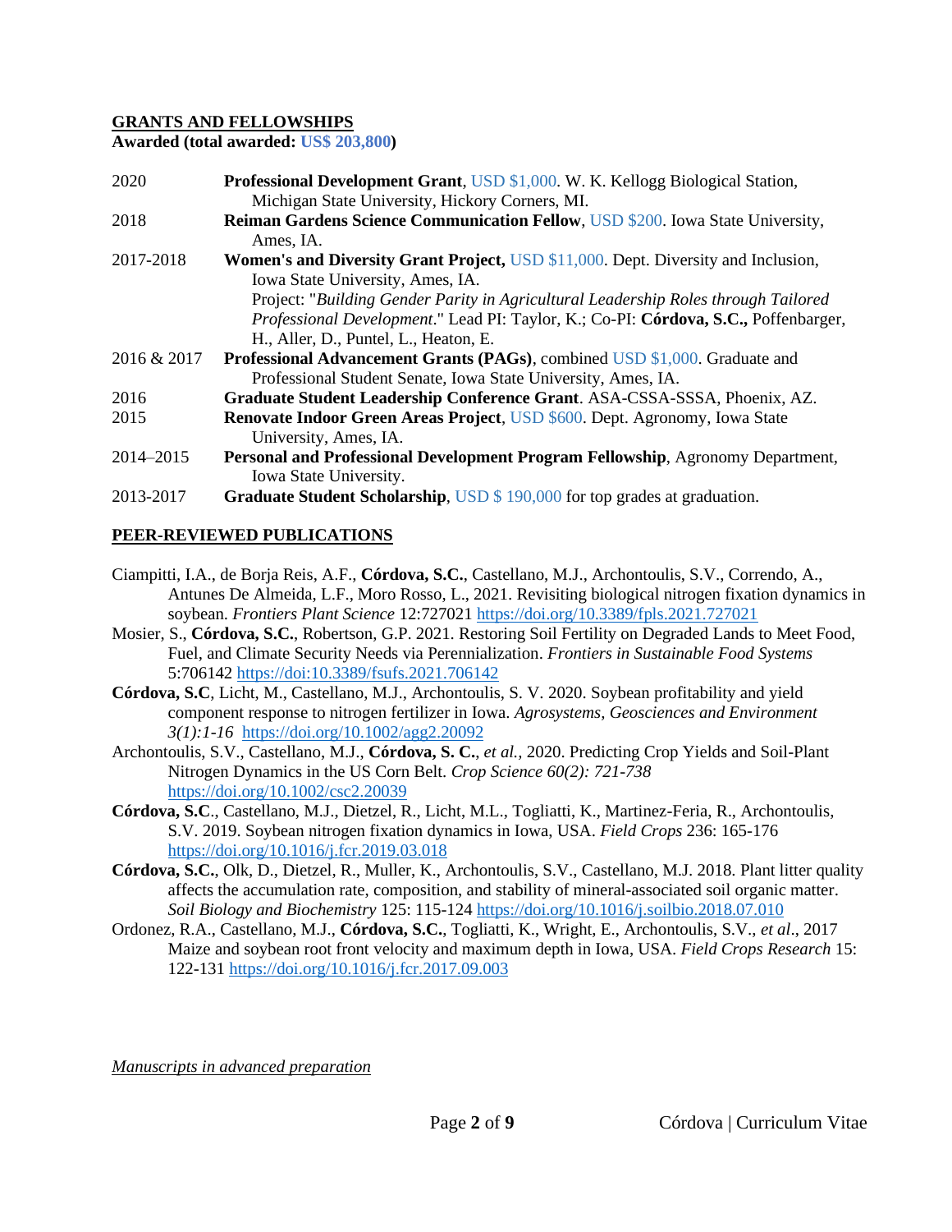## GRANTS AND FELLOWSHIPS

**Awarded (total awarded: US$ 203,800)**

2020 **Professional Development Grant**, USD $1,000. W. K. Kellogg Biological Station, Michigan State University, Hickory Corners, MI.

2018 **Reiman Gardens Science Communication Fellow**, USD $200. Iowa State University, Ames, IA.

2017-2018 **Women's and Diversity Grant Project,** USD $11,000. Dept. Diversity and Inclusion, Iowa State University, Ames, IA.
Project: "*Building Gender Parity in Agricultural Leadership Roles through Tailored Professional Development*." Lead PI: Taylor, K.; Co-PI: **Córdova, S.C.,** Poffenbarger, H., Aller, D., Puntel, L., Heaton, E.

2016 & 2017 **Professional Advancement Grants (PAGs)**, combined USD $1,000. Graduate and Professional Student Senate, Iowa State University, Ames, IA.

2016 **Graduate Student Leadership Conference Grant**. ASA-CSSA-SSSA, Phoenix, AZ.

2015 **Renovate Indoor Green Areas Project**, USD $600. Dept. Agronomy, Iowa State University, Ames, IA.

2014–2015 **Personal and Professional Development Program Fellowship**, Agronomy Department, Iowa State University.

2013-2017 **Graduate Student Scholarship**, USD $ 190,000 for top grades at graduation.

## PEER-REVIEWED PUBLICATIONS

Ciampitti, I.A., de Borja Reis, A.F., **Córdova, S.C.**, Castellano, M.J., Archontoulis, S.V., Correndo, A., Antunes De Almeida, L.F., Moro Rosso, L., 2021. Revisiting biological nitrogen fixation dynamics in soybean. *Frontiers Plant Science* 12:727021 https://doi.org/10.3389/fpls.2021.727021

Mosier, S., **Córdova, S.C.**, Robertson, G.P. 2021. Restoring Soil Fertility on Degraded Lands to Meet Food, Fuel, and Climate Security Needs via Perennialization. *Frontiers in Sustainable Food Systems* 5:706142 https://doi:10.3389/fsufs.2021.706142

**Córdova, S.C**, Licht, M., Castellano, M.J., Archontoulis, S. V. 2020. Soybean profitability and yield component response to nitrogen fertilizer in Iowa. *Agrosystems, Geosciences and Environment 3(1):1-16* https://doi.org/10.1002/agg2.20092

Archontoulis, S.V., Castellano, M.J., **Córdova, S. C.**, *et al.,* 2020. Predicting Crop Yields and Soil-Plant Nitrogen Dynamics in the US Corn Belt. *Crop Science 60(2): 721-738* https://doi.org/10.1002/csc2.20039

**Córdova, S.C**., Castellano, M.J., Dietzel, R., Licht, M.L., Togliatti, K., Martinez-Feria, R., Archontoulis, S.V. 2019. Soybean nitrogen fixation dynamics in Iowa, USA. *Field Crops* 236: 165-176 https://doi.org/10.1016/j.fcr.2019.03.018

**Córdova, S.C.**, Olk, D., Dietzel, R., Muller, K., Archontoulis, S.V., Castellano, M.J. 2018. Plant litter quality affects the accumulation rate, composition, and stability of mineral-associated soil organic matter. *Soil Biology and Biochemistry* 125: 115-124 https://doi.org/10.1016/j.soilbio.2018.07.010

Ordonez, R.A., Castellano, M.J., **Córdova, S.C.**, Togliatti, K., Wright, E., Archontoulis, S.V., *et al*., 2017 Maize and soybean root front velocity and maximum depth in Iowa, USA. *Field Crops Research* 15: 122-131 https://doi.org/10.1016/j.fcr.2017.09.003

*Manuscripts in advanced preparation*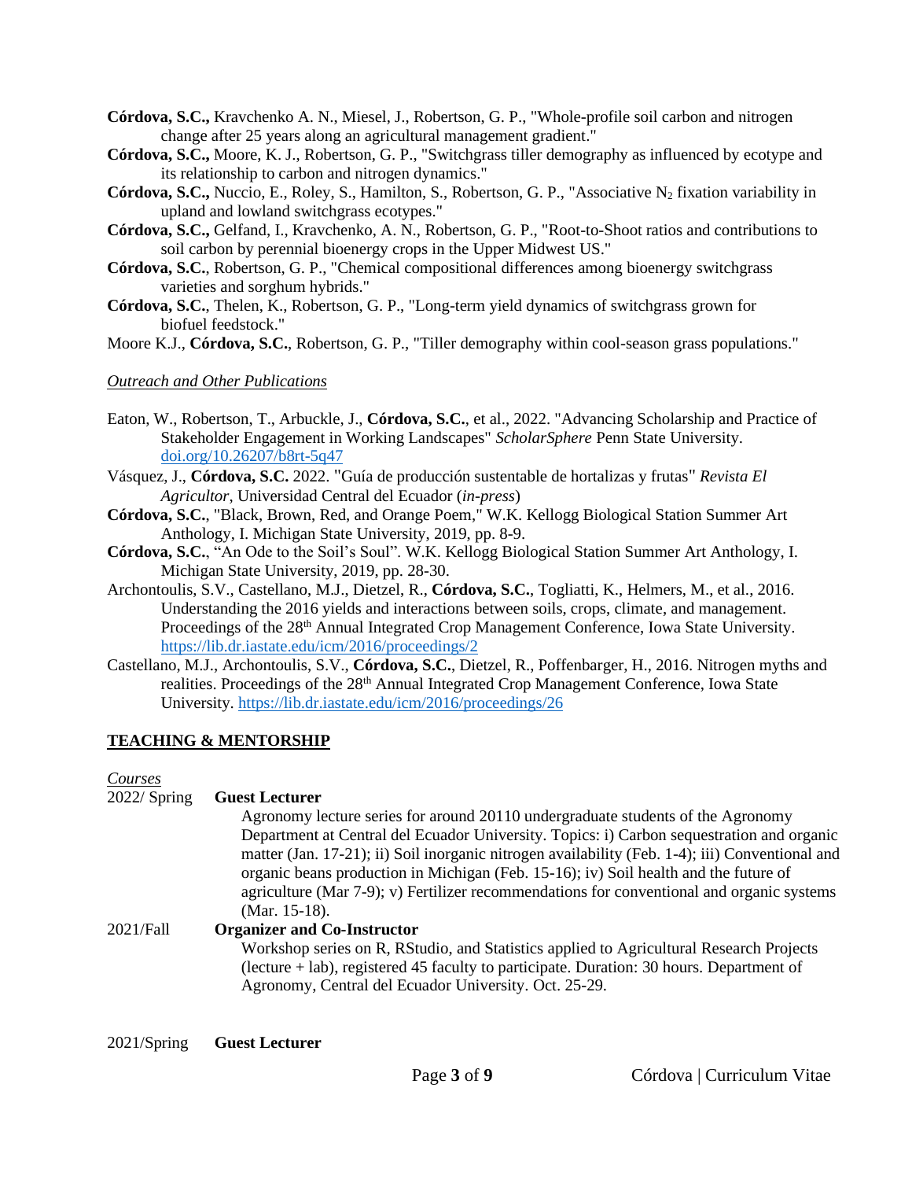**Córdova, S.C.,** Kravchenko A. N., Miesel, J., Robertson, G. P., "Whole-profile soil carbon and nitrogen change after 25 years along an agricultural management gradient."

**Córdova, S.C.,** Moore, K. J., Robertson, G. P., "Switchgrass tiller demography as influenced by ecotype and its relationship to carbon and nitrogen dynamics."

**Córdova, S.C.,** Nuccio, E., Roley, S., Hamilton, S., Robertson, G. P., "Associative $N_2$ fixation variability in upland and lowland switchgrass ecotypes."

**Córdova, S.C.,** Gelfand, I., Kravchenko, A. N., Robertson, G. P., "Root-to-Shoot ratios and contributions to soil carbon by perennial bioenergy crops in the Upper Midwest US."

**Córdova, S.C.**, Robertson, G. P., "Chemical compositional differences among bioenergy switchgrass varieties and sorghum hybrids."

**Córdova, S.C.**, Thelen, K., Robertson, G. P., "Long-term yield dynamics of switchgrass grown for biofuel feedstock."

Moore K.J., **Córdova, S.C.**, Robertson, G. P., "Tiller demography within cool-season grass populations."

*Outreach and Other Publications*

Eaton, W., Robertson, T., Arbuckle, J., **Córdova, S.C.**, et al., 2022. "Advancing Scholarship and Practice of Stakeholder Engagement in Working Landscapes" *ScholarSphere* Penn State University. doi.org/10.26207/b8rt-5q47

Vásquez, J., **Córdova, S.C.** 2022. "Guía de producción sustentable de hortalizas y frutas" *Revista El Agricultor*, Universidad Central del Ecuador (*in-press*)

**Córdova, S.C.**, "Black, Brown, Red, and Orange Poem," W.K. Kellogg Biological Station Summer Art Anthology, I. Michigan State University, 2019, pp. 8-9.

**Córdova, S.C.**, "An Ode to the Soil's Soul". W.K. Kellogg Biological Station Summer Art Anthology, I. Michigan State University, 2019, pp. 28-30.

Archontoulis, S.V., Castellano, M.J., Dietzel, R., **Córdova, S.C.**, Togliatti, K., Helmers, M., et al., 2016. Understanding the 2016 yields and interactions between soils, crops, climate, and management. Proceedings of the 28th Annual Integrated Crop Management Conference, Iowa State University. https://lib.dr.iastate.edu/icm/2016/proceedings/2

Castellano, M.J., Archontoulis, S.V., **Córdova, S.C.**, Dietzel, R., Poffenbarger, H., 2016. Nitrogen myths and realities. Proceedings of the 28th Annual Integrated Crop Management Conference, Iowa State University. https://lib.dr.iastate.edu/icm/2016/proceedings/26

## TEACHING & MENTORSHIP

*Courses*

2022/ Spring **Guest Lecturer**
Agronomy lecture series for around 20110 undergraduate students of the Agronomy Department at Central del Ecuador University. Topics: i) Carbon sequestration and organic matter (Jan. 17-21); ii) Soil inorganic nitrogen availability (Feb. 1-4); iii) Conventional and organic beans production in Michigan (Feb. 15-16); iv) Soil health and the future of agriculture (Mar 7-9); v) Fertilizer recommendations for conventional and organic systems (Mar. 15-18).

2021/Fall **Organizer and Co-Instructor**
Workshop series on R, RStudio, and Statistics applied to Agricultural Research Projects (lecture + lab), registered 45 faculty to participate. Duration: 30 hours. Department of Agronomy, Central del Ecuador University. Oct. 25-29.

2021/Spring **Guest Lecturer**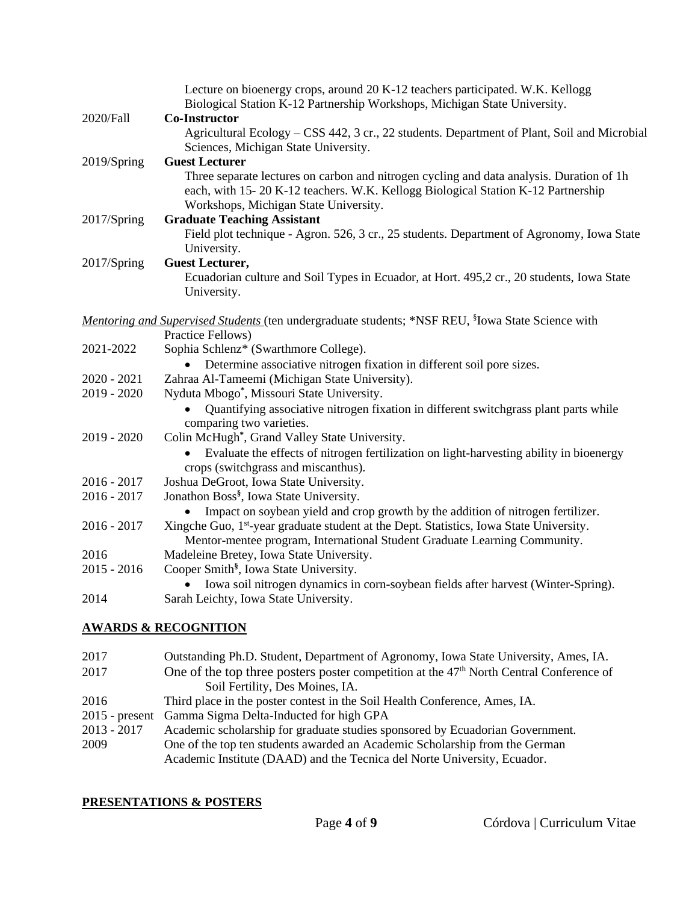Lecture on bioenergy crops, around 20 K-12 teachers participated. W.K. Kellogg Biological Station K-12 Partnership Workshops, Michigan State University.

2020/Fall **Co-Instructor**
Agricultural Ecology – CSS 442, 3 cr., 22 students. Department of Plant, Soil and Microbial Sciences, Michigan State University.

2019/Spring **Guest Lecturer**
Three separate lectures on carbon and nitrogen cycling and data analysis. Duration of 1h each, with 15- 20 K-12 teachers. W.K. Kellogg Biological Station K-12 Partnership Workshops, Michigan State University.

2017/Spring **Graduate Teaching Assistant**
Field plot technique - Agron. 526, 3 cr., 25 students. Department of Agronomy, Iowa State University.

2017/Spring **Guest Lecturer,**
Ecuadorian culture and Soil Types in Ecuador, at Hort. 495,2 cr., 20 students, Iowa State University.

*Mentoring and Supervised Students* (ten undergraduate students; *NSF REU, §Iowa State Science with Practice Fellows)

2021-2022 Sophia Schlenz* (Swarthmore College).
- Determine associative nitrogen fixation in different soil pore sizes.

2020 - 2021 Zahraa Al-Tameemi (Michigan State University).

2019 - 2020 Nyduta Mbogo*, Missouri State University.
- Quantifying associative nitrogen fixation in different switchgrass plant parts while comparing two varieties.

2019 - 2020 Colin McHugh*, Grand Valley State University.
- Evaluate the effects of nitrogen fertilization on light-harvesting ability in bioenergy crops (switchgrass and miscanthus).

2016 - 2017 Joshua DeGroot, Iowa State University.

2016 - 2017 Jonathon Boss§, Iowa State University.
- Impact on soybean yield and crop growth by the addition of nitrogen fertilizer.

2016 - 2017 Xingche Guo, 1st-year graduate student at the Dept. Statistics, Iowa State University. Mentor-mentee program, International Student Graduate Learning Community.

2016 Madeleine Bretey, Iowa State University.

2015 - 2016 Cooper Smith§, Iowa State University.
- Iowa soil nitrogen dynamics in corn-soybean fields after harvest (Winter-Spring).

2014 Sarah Leichty, Iowa State University.

## AWARDS & RECOGNITION

2017 Outstanding Ph.D. Student, Department of Agronomy, Iowa State University, Ames, IA.

2017 One of the top three posters poster competition at the 47th North Central Conference of Soil Fertility, Des Moines, IA.

2016 Third place in the poster contest in the Soil Health Conference, Ames, IA.

2015 - present Gamma Sigma Delta-Inducted for high GPA

2013 - 2017 Academic scholarship for graduate studies sponsored by Ecuadorian Government.

2009 One of the top ten students awarded an Academic Scholarship from the German Academic Institute (DAAD) and the Tecnica del Norte University, Ecuador.

## PRESENTATIONS & POSTERS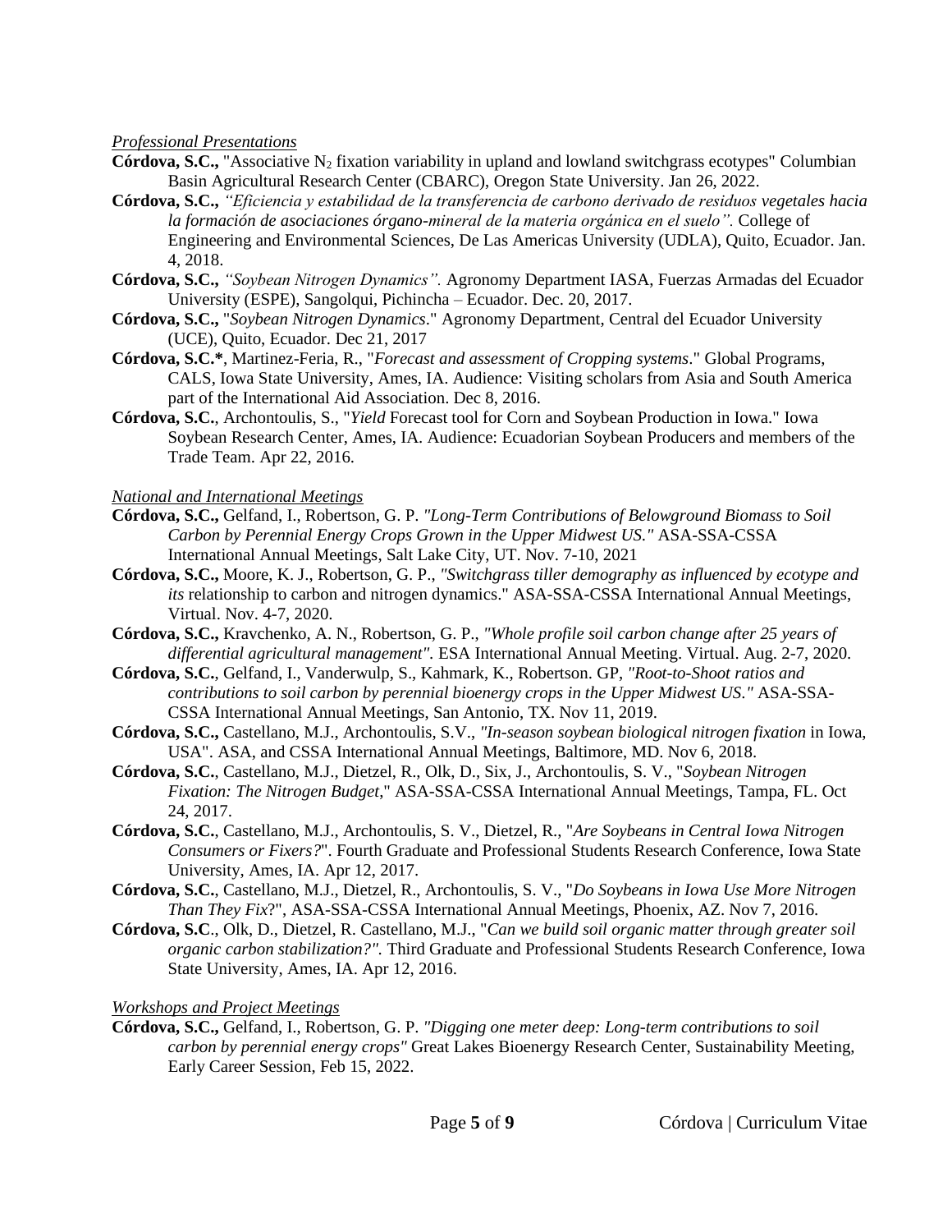*Professional Presentations*

**Córdova, S.C.,** "Associative $N_2$ fixation variability in upland and lowland switchgrass ecotypes" Columbian Basin Agricultural Research Center (CBARC), Oregon State University. Jan 26, 2022.

**Córdova, S.C.,** *"Eficiencia y estabilidad de la transferencia de carbono derivado de residuos vegetales hacia la formación de asociaciones órgano-mineral de la materia orgánica en el suelo".* College of Engineering and Environmental Sciences, De Las Americas University (UDLA), Quito, Ecuador. Jan. 4, 2018.

**Córdova, S.C.,** *"Soybean Nitrogen Dynamics".* Agronomy Department IASA, Fuerzas Armadas del Ecuador University (ESPE), Sangolqui, Pichincha – Ecuador. Dec. 20, 2017.

**Córdova, S.C.,** "*Soybean Nitrogen Dynamics*." Agronomy Department, Central del Ecuador University (UCE), Quito, Ecuador. Dec 21, 2017

**Córdova, S.C.***, Martinez-Feria, R., "*Forecast and assessment of Cropping systems*." Global Programs, CALS, Iowa State University, Ames, IA. Audience: Visiting scholars from Asia and South America part of the International Aid Association. Dec 8, 2016.

**Córdova, S.C.**, Archontoulis, S., "*Yield* Forecast tool for Corn and Soybean Production in Iowa." Iowa Soybean Research Center, Ames, IA. Audience: Ecuadorian Soybean Producers and members of the Trade Team. Apr 22, 2016.

*National and International Meetings*

**Córdova, S.C.,** Gelfand, I., Robertson, G. P. *"Long-Term Contributions of Belowground Biomass to Soil Carbon by Perennial Energy Crops Grown in the Upper Midwest US."* ASA-SSA-CSSA International Annual Meetings, Salt Lake City, UT. Nov. 7-10, 2021

**Córdova, S.C.,** Moore, K. J., Robertson, G. P., *"Switchgrass tiller demography as influenced by ecotype and its* relationship to carbon and nitrogen dynamics." ASA-SSA-CSSA International Annual Meetings, Virtual. Nov. 4-7, 2020.

**Córdova, S.C.,** Kravchenko, A. N., Robertson, G. P., *"Whole profile soil carbon change after 25 years of differential agricultural management"*. ESA International Annual Meeting. Virtual. Aug. 2-7, 2020.

**Córdova, S.C.**, Gelfand, I., Vanderwulp, S., Kahmark, K., Robertson. GP, *"Root-to-Shoot ratios and contributions to soil carbon by perennial bioenergy crops in the Upper Midwest US."* ASA-SSA-CSSA International Annual Meetings, San Antonio, TX. Nov 11, 2019.

**Córdova, S.C.,** Castellano, M.J., Archontoulis, S.V., *"In-season soybean biological nitrogen fixation* in Iowa, USA". ASA, and CSSA International Annual Meetings, Baltimore, MD. Nov 6, 2018.

**Córdova, S.C.**, Castellano, M.J., Dietzel, R., Olk, D., Six, J., Archontoulis, S. V., "*Soybean Nitrogen Fixation: The Nitrogen Budget*," ASA-SSA-CSSA International Annual Meetings, Tampa, FL. Oct 24, 2017.

**Córdova, S.C.**, Castellano, M.J., Archontoulis, S. V., Dietzel, R., "*Are Soybeans in Central Iowa Nitrogen Consumers or Fixers?*". Fourth Graduate and Professional Students Research Conference, Iowa State University, Ames, IA. Apr 12, 2017.

**Córdova, S.C.**, Castellano, M.J., Dietzel, R., Archontoulis, S. V., "*Do Soybeans in Iowa Use More Nitrogen Than They Fix*?", ASA-SSA-CSSA International Annual Meetings, Phoenix, AZ. Nov 7, 2016.

**Córdova, S.C**., Olk, D., Dietzel, R. Castellano, M.J., "*Can we build soil organic matter through greater soil organic carbon stabilization?".* Third Graduate and Professional Students Research Conference, Iowa State University, Ames, IA. Apr 12, 2016.

*Workshops and Project Meetings*

**Córdova, S.C.,** Gelfand, I., Robertson, G. P. *"Digging one meter deep: Long-term contributions to soil carbon by perennial energy crops"* Great Lakes Bioenergy Research Center, Sustainability Meeting, Early Career Session, Feb 15, 2022.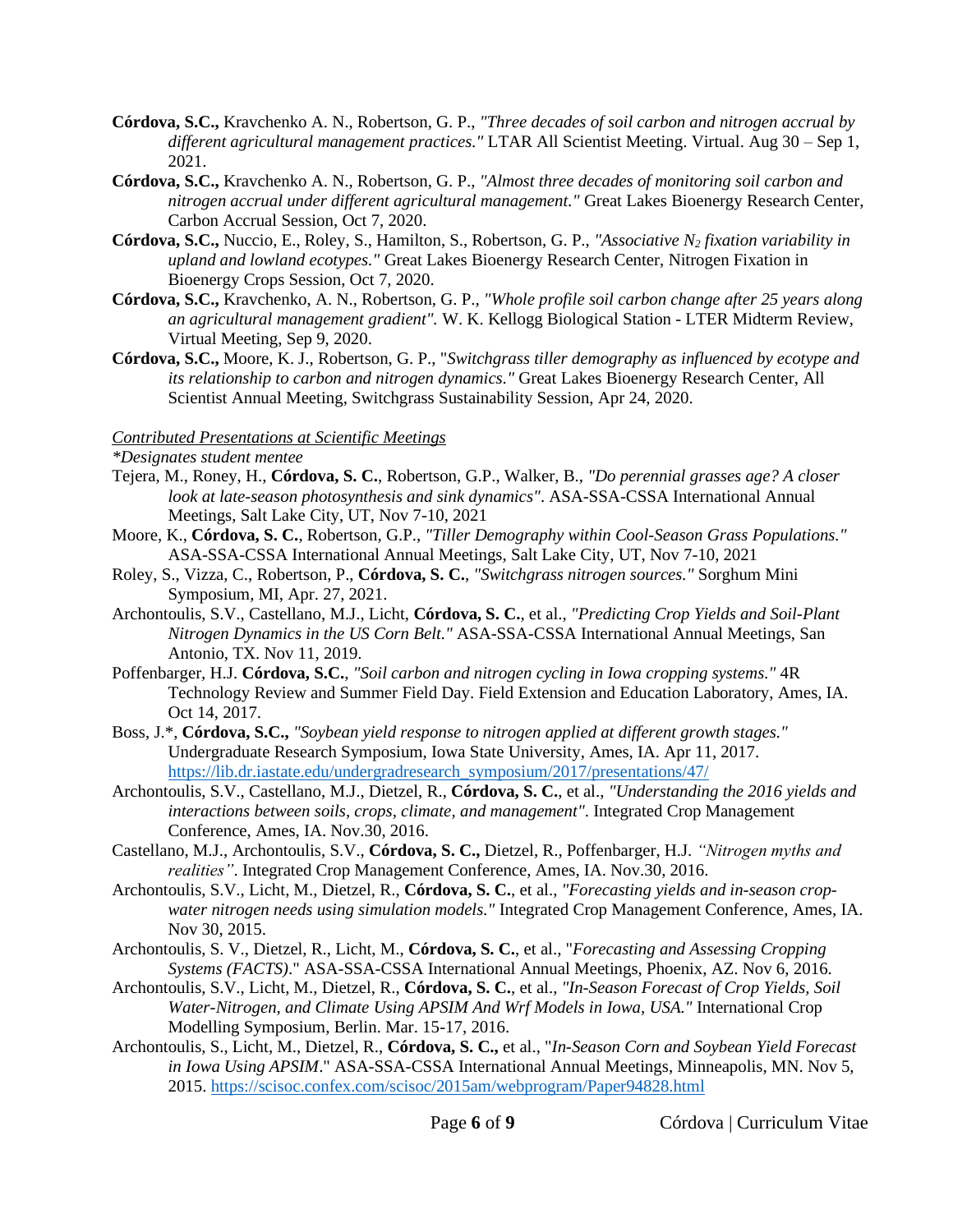- **Córdova, S.C.,** Kravchenko A. N., Robertson, G. P., *"Three decades of soil carbon and nitrogen accrual by different agricultural management practices."* LTAR All Scientist Meeting. Virtual. Aug 30 – Sep 1, 2021.
- **Córdova, S.C.,** Kravchenko A. N., Robertson, G. P., *"Almost three decades of monitoring soil carbon and nitrogen accrual under different agricultural management."* Great Lakes Bioenergy Research Center, Carbon Accrual Session, Oct 7, 2020.
- **Córdova, S.C.,** Nuccio, E., Roley, S., Hamilton, S., Robertson, G. P., *"Associative $N_2$ fixation variability in upland and lowland ecotypes."* Great Lakes Bioenergy Research Center, Nitrogen Fixation in Bioenergy Crops Session, Oct 7, 2020.
- **Córdova, S.C.,** Kravchenko, A. N., Robertson, G. P., *"Whole profile soil carbon change after 25 years along an agricultural management gradient".* W. K. Kellogg Biological Station - LTER Midterm Review, Virtual Meeting, Sep 9, 2020.
- **Córdova, S.C.,** Moore, K. J., Robertson, G. P., "*Switchgrass tiller demography as influenced by ecotype and its relationship to carbon and nitrogen dynamics."* Great Lakes Bioenergy Research Center, All Scientist Annual Meeting, Switchgrass Sustainability Session, Apr 24, 2020.

*Contributed Presentations at Scientific Meetings*

*\*Designates student mentee*

- Tejera, M., Roney, H., **Córdova, S. C.**, Robertson, G.P., Walker, B., *"Do perennial grasses age? A closer look at late-season photosynthesis and sink dynamics"*. ASA-SSA-CSSA International Annual Meetings, Salt Lake City, UT, Nov 7-10, 2021
- Moore, K., **Córdova, S. C.**, Robertson, G.P., *"Tiller Demography within Cool-Season Grass Populations."* ASA-SSA-CSSA International Annual Meetings, Salt Lake City, UT, Nov 7-10, 2021
- Roley, S., Vizza, C., Robertson, P., **Córdova, S. C.**, *"Switchgrass nitrogen sources."* Sorghum Mini Symposium, MI, Apr. 27, 2021.
- Archontoulis, S.V., Castellano, M.J., Licht, **Córdova, S. C.**, et al., *"Predicting Crop Yields and Soil-Plant Nitrogen Dynamics in the US Corn Belt."* ASA-SSA-CSSA International Annual Meetings, San Antonio, TX. Nov 11, 2019.
- Poffenbarger, H.J. **Córdova, S.C.**, *"Soil carbon and nitrogen cycling in Iowa cropping systems."* 4R Technology Review and Summer Field Day. Field Extension and Education Laboratory, Ames, IA. Oct 14, 2017.
- Boss, J.\*, **Córdova, S.C.,** *"Soybean yield response to nitrogen applied at different growth stages."* Undergraduate Research Symposium, Iowa State University, Ames, IA. Apr 11, 2017. https://lib.dr.iastate.edu/undergradresearch_symposium/2017/presentations/47/
- Archontoulis, S.V., Castellano, M.J., Dietzel, R., **Córdova, S. C.**, et al., *"Understanding the 2016 yields and interactions between soils, crops, climate, and management".* Integrated Crop Management Conference, Ames, IA. Nov.30, 2016.
- Castellano, M.J., Archontoulis, S.V., **Córdova, S. C.,** Dietzel, R., Poffenbarger, H.J. *"Nitrogen myths and realities"*. Integrated Crop Management Conference, Ames, IA. Nov.30, 2016.
- Archontoulis, S.V., Licht, M., Dietzel, R., **Córdova, S. C.**, et al., *"Forecasting yields and in-season crop-water nitrogen needs using simulation models."* Integrated Crop Management Conference, Ames, IA. Nov 30, 2015.
- Archontoulis, S. V., Dietzel, R., Licht, M., **Córdova, S. C.**, et al., "*Forecasting and Assessing Cropping Systems (FACTS).*" ASA-SSA-CSSA International Annual Meetings, Phoenix, AZ. Nov 6, 2016.
- Archontoulis, S.V., Licht, M., Dietzel, R., **Córdova, S. C.**, et al., *"In-Season Forecast of Crop Yields, Soil Water-Nitrogen, and Climate Using APSIM And Wrf Models in Iowa, USA."* International Crop Modelling Symposium, Berlin. Mar. 15-17, 2016.
- Archontoulis, S., Licht, M., Dietzel, R., **Córdova, S. C.,** et al., "*In-Season Corn and Soybean Yield Forecast in Iowa Using APSIM*." ASA-SSA-CSSA International Annual Meetings, Minneapolis, MN. Nov 5, 2015. https://scisoc.confex.com/scisoc/2015am/webprogram/Paper94828.html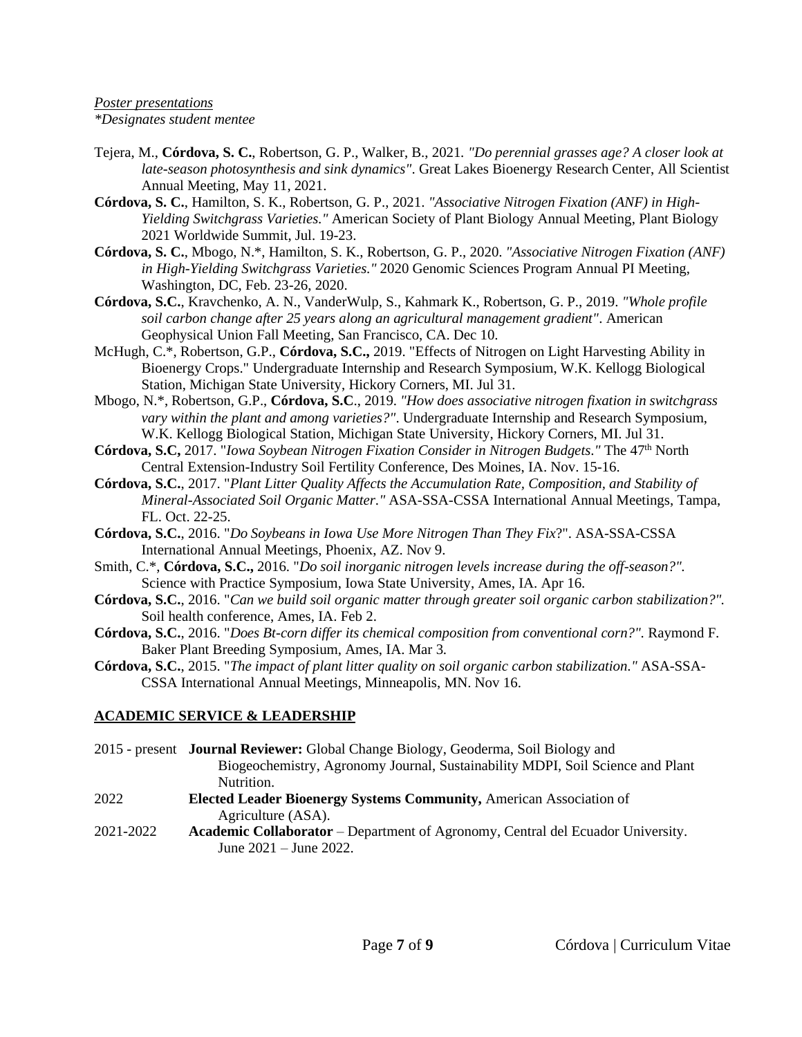*Poster presentations*

**Designates student mentee*

- Tejera, M., **Córdova, S. C.**, Robertson, G. P., Walker, B., 2021. *"Do perennial grasses age? A closer look at late-season photosynthesis and sink dynamics"*. Great Lakes Bioenergy Research Center, All Scientist Annual Meeting, May 11, 2021.
- **Córdova, S. C.**, Hamilton, S. K., Robertson, G. P., 2021. *"Associative Nitrogen Fixation (ANF) in High-Yielding Switchgrass Varieties."* American Society of Plant Biology Annual Meeting, Plant Biology 2021 Worldwide Summit, Jul. 19-23.
- **Córdova, S. C.**, Mbogo, N.*, Hamilton, S. K., Robertson, G. P., 2020. *"Associative Nitrogen Fixation (ANF) in High-Yielding Switchgrass Varieties."* 2020 Genomic Sciences Program Annual PI Meeting, Washington, DC, Feb. 23-26, 2020.
- **Córdova, S.C.**, Kravchenko, A. N., VanderWulp, S., Kahmark K., Robertson, G. P., 2019. *"Whole profile soil carbon change after 25 years along an agricultural management gradient"*. American Geophysical Union Fall Meeting, San Francisco, CA. Dec 10.
- McHugh, C.*, Robertson, G.P., **Córdova, S.C.,** 2019. "Effects of Nitrogen on Light Harvesting Ability in Bioenergy Crops." Undergraduate Internship and Research Symposium, W.K. Kellogg Biological Station, Michigan State University, Hickory Corners, MI. Jul 31.
- Mbogo, N.*, Robertson, G.P., **Córdova, S.C**., 2019. *"How does associative nitrogen fixation in switchgrass vary within the plant and among varieties?"*. Undergraduate Internship and Research Symposium, W.K. Kellogg Biological Station, Michigan State University, Hickory Corners, MI. Jul 31.
- **Córdova, S.C,** 2017. "*Iowa Soybean Nitrogen Fixation Consider in Nitrogen Budgets*." The 47th North Central Extension-Industry Soil Fertility Conference, Des Moines, IA. Nov. 15-16.
- **Córdova, S.C.**, 2017. "*Plant Litter Quality Affects the Accumulation Rate, Composition, and Stability of Mineral-Associated Soil Organic Matter*." ASA-SSA-CSSA International Annual Meetings, Tampa, FL. Oct. 22-25.
- **Córdova, S.C.**, 2016. "*Do Soybeans in Iowa Use More Nitrogen Than They Fix*?". ASA-SSA-CSSA International Annual Meetings, Phoenix, AZ. Nov 9.
- Smith, C.*, **Córdova, S.C.,** 2016. "*Do soil inorganic nitrogen levels increase during the off-season?"*. Science with Practice Symposium, Iowa State University, Ames, IA. Apr 16.
- **Córdova, S.C.**, 2016. "*Can we build soil organic matter through greater soil organic carbon stabilization?"*. Soil health conference, Ames, IA. Feb 2.
- **Córdova, S.C.**, 2016. "*Does Bt-corn differ its chemical composition from conventional corn?"*. Raymond F. Baker Plant Breeding Symposium, Ames, IA. Mar 3.
- **Córdova, S.C.**, 2015. "*The impact of plant litter quality on soil organic carbon stabilization."* ASA-SSA-CSSA International Annual Meetings, Minneapolis, MN. Nov 16.

## ACADEMIC SERVICE & LEADERSHIP

- 2015 - present **Journal Reviewer:** Global Change Biology, Geoderma, Soil Biology and Biogeochemistry, Agronomy Journal, Sustainability MDPI, Soil Science and Plant Nutrition.
- 2022 **Elected Leader Bioenergy Systems Community,** American Association of Agriculture (ASA).
- 2021-2022 **Academic Collaborator** – Department of Agronomy, Central del Ecuador University. June 2021 – June 2022.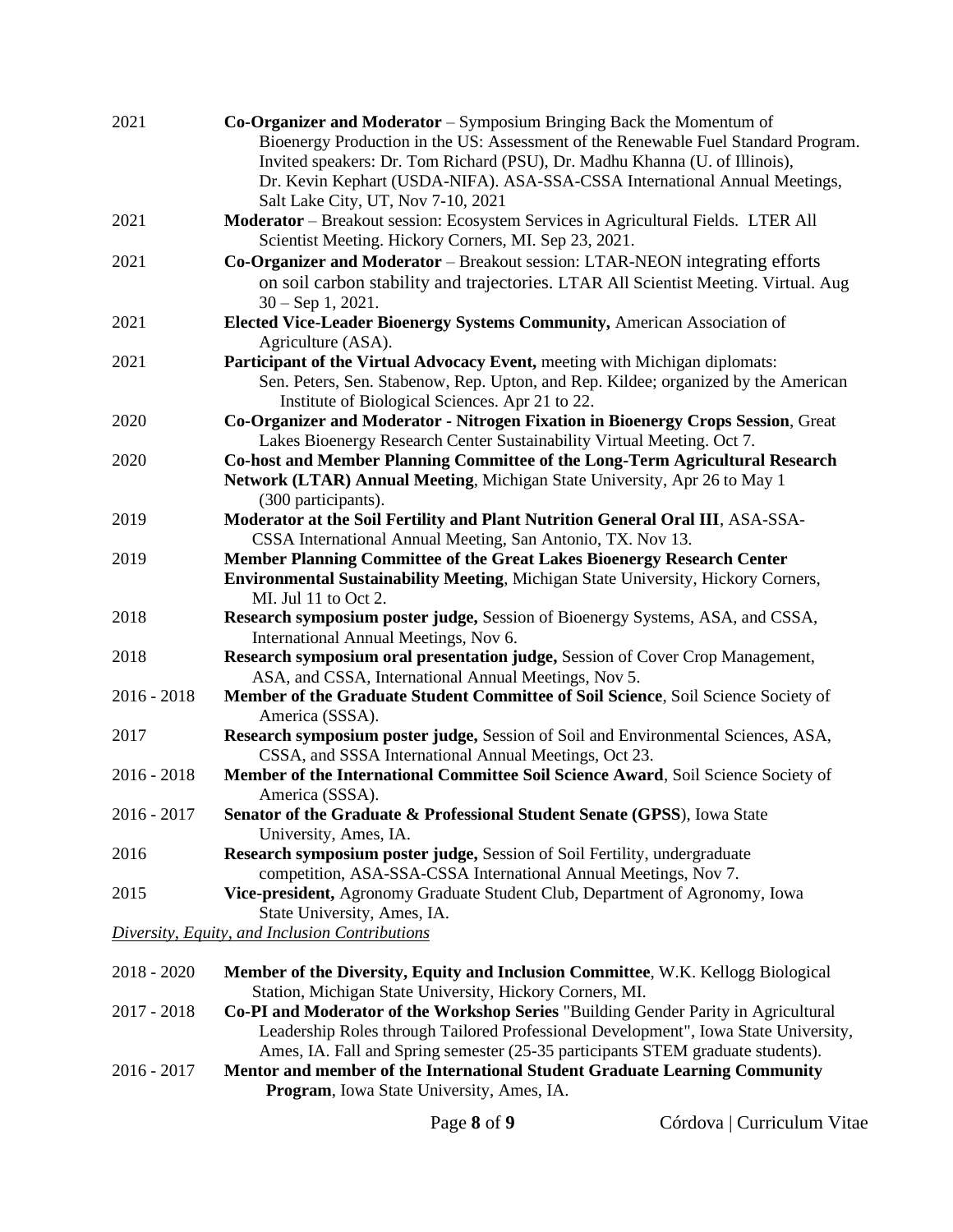2021 **Co-Organizer and Moderator** – Symposium Bringing Back the Momentum of Bioenergy Production in the US: Assessment of the Renewable Fuel Standard Program. Invited speakers: Dr. Tom Richard (PSU), Dr. Madhu Khanna (U. of Illinois), Dr. Kevin Kephart (USDA-NIFA). ASA-SSA-CSSA International Annual Meetings, Salt Lake City, UT, Nov 7-10, 2021

2021 **Moderator** – Breakout session: Ecosystem Services in Agricultural Fields. LTER All Scientist Meeting. Hickory Corners, MI. Sep 23, 2021.

2021 **Co-Organizer and Moderator** – Breakout session: LTAR-NEON integrating efforts on soil carbon stability and trajectories. LTAR All Scientist Meeting. Virtual. Aug 30 – Sep 1, 2021.

2021 **Elected Vice-Leader Bioenergy Systems Community,** American Association of Agriculture (ASA).

2021 **Participant of the Virtual Advocacy Event,** meeting with Michigan diplomats: Sen. Peters, Sen. Stabenow, Rep. Upton, and Rep. Kildee; organized by the American Institute of Biological Sciences. Apr 21 to 22.

2020 **Co-Organizer and Moderator - Nitrogen Fixation in Bioenergy Crops Session**, Great Lakes Bioenergy Research Center Sustainability Virtual Meeting. Oct 7.

2020 **Co-host and Member Planning Committee of the Long-Term Agricultural Research Network (LTAR) Annual Meeting**, Michigan State University, Apr 26 to May 1 (300 participants).

2019 **Moderator at the Soil Fertility and Plant Nutrition General Oral III**, ASA-SSA-CSSA International Annual Meeting, San Antonio, TX. Nov 13.

2019 **Member Planning Committee of the Great Lakes Bioenergy Research Center Environmental Sustainability Meeting**, Michigan State University, Hickory Corners, MI. Jul 11 to Oct 2.

2018 **Research symposium poster judge,** Session of Bioenergy Systems, ASA, and CSSA, International Annual Meetings, Nov 6.

2018 **Research symposium oral presentation judge,** Session of Cover Crop Management, ASA, and CSSA, International Annual Meetings, Nov 5.

2016 - 2018 **Member of the Graduate Student Committee of Soil Science**, Soil Science Society of America (SSSA).

2017 **Research symposium poster judge,** Session of Soil and Environmental Sciences, ASA, CSSA, and SSSA International Annual Meetings, Oct 23.

2016 - 2018 **Member of the International Committee Soil Science Award**, Soil Science Society of America (SSSA).

2016 - 2017 **Senator of the Graduate & Professional Student Senate (GPSS**), Iowa State University, Ames, IA.

2016 **Research symposium poster judge,** Session of Soil Fertility, undergraduate competition, ASA-SSA-CSSA International Annual Meetings, Nov 7.

2015 **Vice-president,** Agronomy Graduate Student Club, Department of Agronomy, Iowa State University, Ames, IA.

*Diversity, Equity, and Inclusion Contributions*

2018 - 2020 **Member of the Diversity, Equity and Inclusion Committee**, W.K. Kellogg Biological Station, Michigan State University, Hickory Corners, MI.

2017 - 2018 **Co-PI and Moderator of the Workshop Series** "Building Gender Parity in Agricultural Leadership Roles through Tailored Professional Development", Iowa State University, Ames, IA. Fall and Spring semester (25-35 participants STEM graduate students).

2016 - 2017 **Mentor and member of the International Student Graduate Learning Community Program**, Iowa State University, Ames, IA.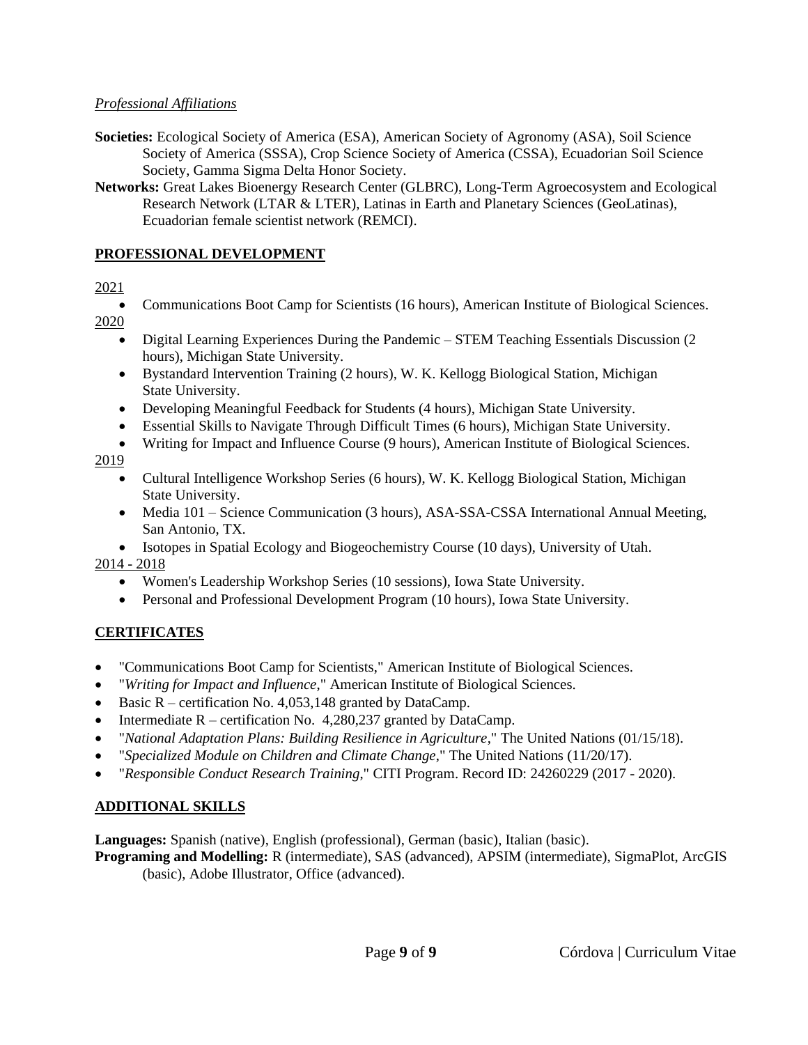*Professional Affiliations*

**Societies:** Ecological Society of America (ESA), American Society of Agronomy (ASA), Soil Science Society of America (SSSA), Crop Science Society of America (CSSA), Ecuadorian Soil Science Society, Gamma Sigma Delta Honor Society.

**Networks:** Great Lakes Bioenergy Research Center (GLBRC), Long-Term Agroecosystem and Ecological Research Network (LTAR & LTER), Latinas in Earth and Planetary Sciences (GeoLatinas), Ecuadorian female scientist network (REMCI).

## PROFESSIONAL DEVELOPMENT

2021

- Communications Boot Camp for Scientists (16 hours), American Institute of Biological Sciences.

2020

- Digital Learning Experiences During the Pandemic – STEM Teaching Essentials Discussion (2 hours), Michigan State University.
- Bystandard Intervention Training (2 hours), W. K. Kellogg Biological Station, Michigan State University.
- Developing Meaningful Feedback for Students (4 hours), Michigan State University.
- Essential Skills to Navigate Through Difficult Times (6 hours), Michigan State University.
- Writing for Impact and Influence Course (9 hours), American Institute of Biological Sciences.

2019

- Cultural Intelligence Workshop Series (6 hours), W. K. Kellogg Biological Station, Michigan State University.
- Media 101 – Science Communication (3 hours), ASA-SSA-CSSA International Annual Meeting, San Antonio, TX.
- Isotopes in Spatial Ecology and Biogeochemistry Course (10 days), University of Utah.

2014 - 2018

- Women's Leadership Workshop Series (10 sessions), Iowa State University.
- Personal and Professional Development Program (10 hours), Iowa State University.

## CERTIFICATES

- "Communications Boot Camp for Scientists," American Institute of Biological Sciences.
- "*Writing for Impact and Influence*," American Institute of Biological Sciences.
- Basic R – certification No. 4,053,148 granted by DataCamp.
- Intermediate R – certification No. 4,280,237 granted by DataCamp.
- "*National Adaptation Plans: Building Resilience in Agriculture*," The United Nations (01/15/18).
- "*Specialized Module on Children and Climate Change*," The United Nations (11/20/17).
- "*Responsible Conduct Research Training*," CITI Program. Record ID: 24260229 (2017 - 2020).

## ADDITIONAL SKILLS

**Languages:** Spanish (native), English (professional), German (basic), Italian (basic).

**Programing and Modelling:** R (intermediate), SAS (advanced), APSIM (intermediate), SigmaPlot, ArcGIS (basic), Adobe Illustrator, Office (advanced).